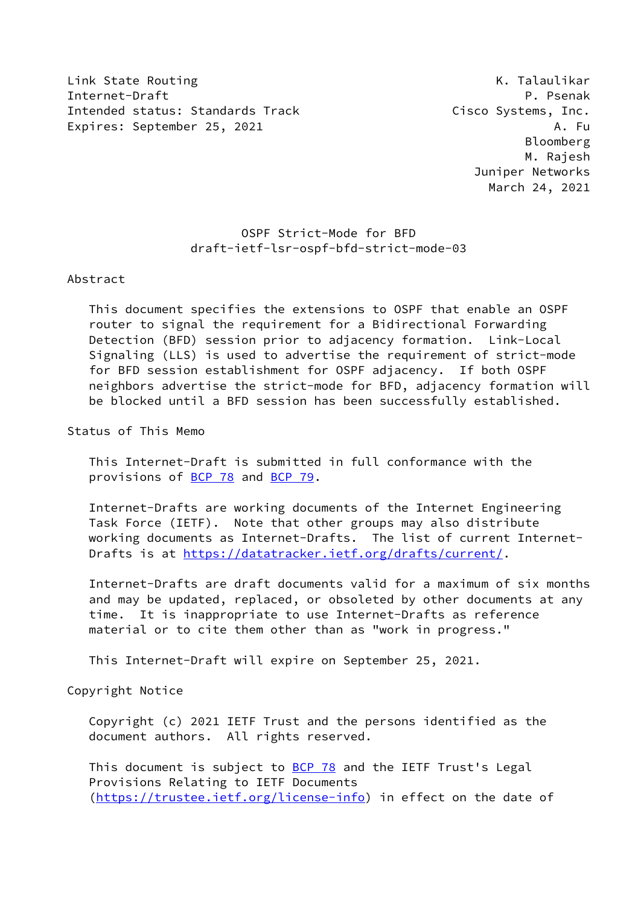Link State Routing — K. Talaulikar
Internet-Draft — P. Psenak
Intended status: Standards Track — Cisco Systems, Inc.
Expires: September 25, 2021 — A. Fu
Bloomberg
M. Rajesh
Juniper Networks
March 24, 2021

# OSPF Strict-Mode for BFD
## draft-ietf-lsr-ospf-bfd-strict-mode-03

## Abstract

This document specifies the extensions to OSPF that enable an OSPF router to signal the requirement for a Bidirectional Forwarding Detection (BFD) session prior to adjacency formation. Link-Local Signaling (LLS) is used to advertise the requirement of strict-mode for BFD session establishment for OSPF adjacency. If both OSPF neighbors advertise the strict-mode for BFD, adjacency formation will be blocked until a BFD session has been successfully established.

## Status of This Memo

This Internet-Draft is submitted in full conformance with the provisions of BCP 78 and BCP 79.

Internet-Drafts are working documents of the Internet Engineering Task Force (IETF). Note that other groups may also distribute working documents as Internet-Drafts. The list of current Internet-Drafts is at https://datatracker.ietf.org/drafts/current/.

Internet-Drafts are draft documents valid for a maximum of six months and may be updated, replaced, or obsoleted by other documents at any time. It is inappropriate to use Internet-Drafts as reference material or to cite them other than as "work in progress."

This Internet-Draft will expire on September 25, 2021.

## Copyright Notice

Copyright (c) 2021 IETF Trust and the persons identified as the document authors. All rights reserved.

This document is subject to BCP 78 and the IETF Trust's Legal Provisions Relating to IETF Documents (https://trustee.ietf.org/license-info) in effect on the date of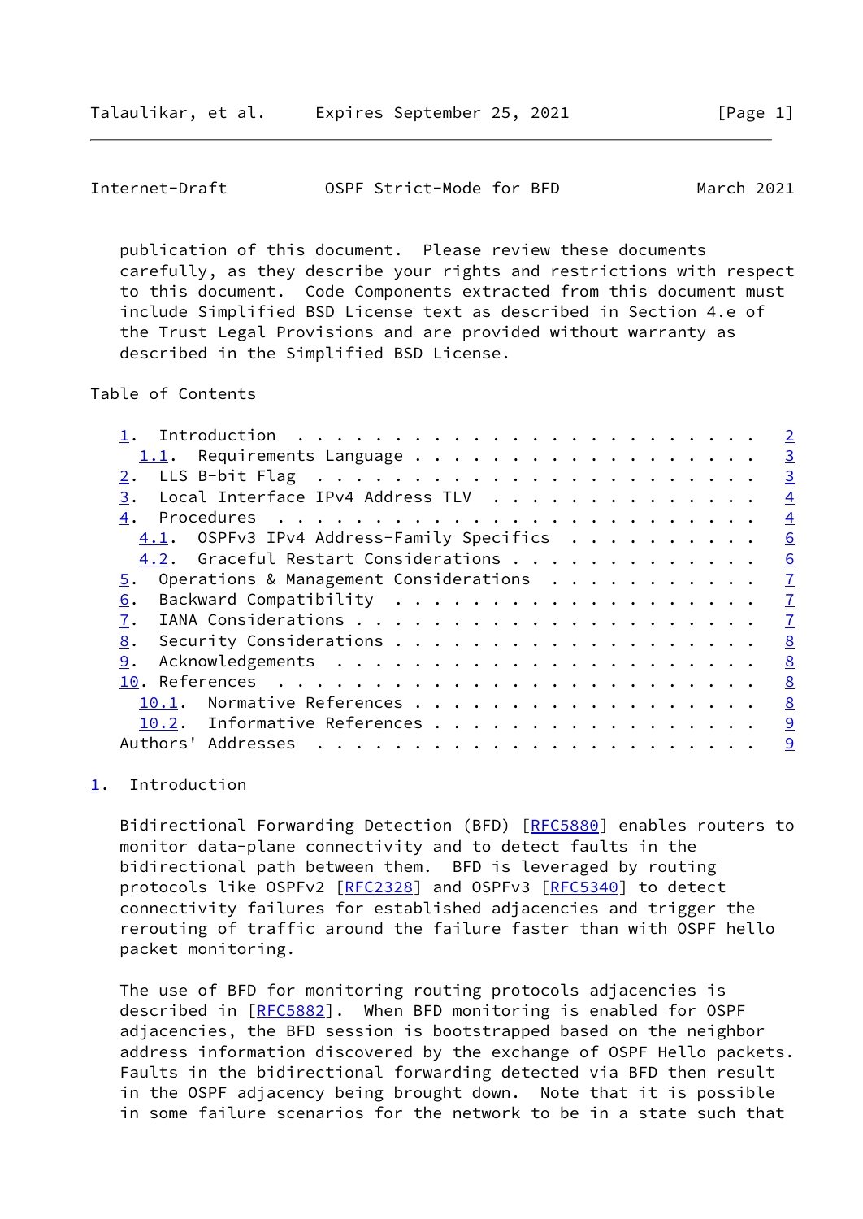publication of this document. Please review these documents carefully, as they describe your rights and restrictions with respect to this document. Code Components extracted from this document must include Simplified BSD License text as described in Section 4.e of the Trust Legal Provisions and are provided without warranty as described in the Simplified BSD License.

Table of Contents

- 1. Introduction . . . . . . . . . . . . . . . . . . . . . . . . 2
  - 1.1. Requirements Language . . . . . . . . . . . . . . . . . . 3
- 2. LLS B-bit Flag . . . . . . . . . . . . . . . . . . . . . . . 3
- 3. Local Interface IPv4 Address TLV . . . . . . . . . . . . . . 4
- 4. Procedures . . . . . . . . . . . . . . . . . . . . . . . . . 4
  - 4.1. OSPFv3 IPv4 Address-Family Specifics . . . . . . . . . . 6
  - 4.2. Graceful Restart Considerations . . . . . . . . . . . . . 6
- 5. Operations & Management Considerations . . . . . . . . . . . 7
- 6. Backward Compatibility . . . . . . . . . . . . . . . . . . . 7
- 7. IANA Considerations . . . . . . . . . . . . . . . . . . . . . 7
- 8. Security Considerations . . . . . . . . . . . . . . . . . . . 8
- 9. Acknowledgements . . . . . . . . . . . . . . . . . . . . . . 8
- 10. References . . . . . . . . . . . . . . . . . . . . . . . . . 8
  - 10.1. Normative References . . . . . . . . . . . . . . . . . . 8
  - 10.2. Informative References . . . . . . . . . . . . . . . . . 9
- Authors' Addresses . . . . . . . . . . . . . . . . . . . . . . . 9

## 1. Introduction

Bidirectional Forwarding Detection (BFD) [RFC5880] enables routers to monitor data-plane connectivity and to detect faults in the bidirectional path between them. BFD is leveraged by routing protocols like OSPFv2 [RFC2328] and OSPFv3 [RFC5340] to detect connectivity failures for established adjacencies and trigger the rerouting of traffic around the failure faster than with OSPF hello packet monitoring.

The use of BFD for monitoring routing protocols adjacencies is described in [RFC5882]. When BFD monitoring is enabled for OSPF adjacencies, the BFD session is bootstrapped based on the neighbor address information discovered by the exchange of OSPF Hello packets. Faults in the bidirectional forwarding detected via BFD then result in the OSPF adjacency being brought down. Note that it is possible in some failure scenarios for the network to be in a state such that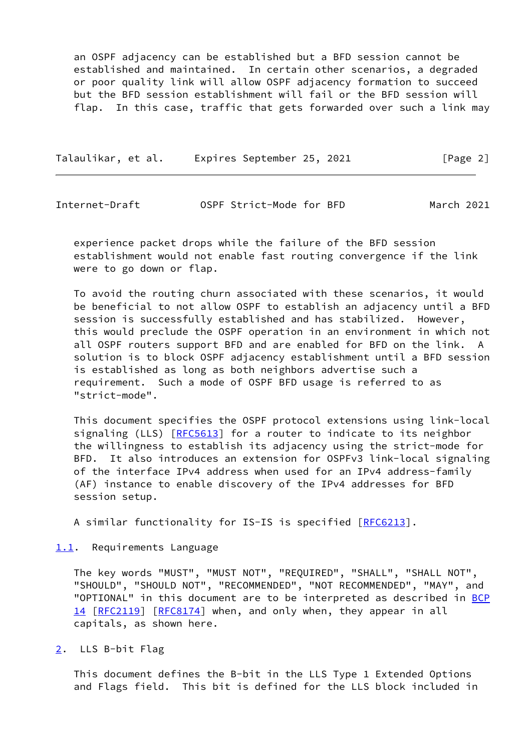an OSPF adjacency can be established but a BFD session cannot be established and maintained. In certain other scenarios, a degraded or poor quality link will allow OSPF adjacency formation to succeed but the BFD session establishment will fail or the BFD session will flap. In this case, traffic that gets forwarded over such a link may experience packet drops while the failure of the BFD session establishment would not enable fast routing convergence if the link were to go down or flap.

To avoid the routing churn associated with these scenarios, it would be beneficial to not allow OSPF to establish an adjacency until a BFD session is successfully established and has stabilized. However, this would preclude the OSPF operation in an environment in which not all OSPF routers support BFD and are enabled for BFD on the link. A solution is to block OSPF adjacency establishment until a BFD session is established as long as both neighbors advertise such a requirement. Such a mode of OSPF BFD usage is referred to as "strict-mode".

This document specifies the OSPF protocol extensions using link-local signaling (LLS) [RFC5613] for a router to indicate to its neighbor the willingness to establish its adjacency using the strict-mode for BFD. It also introduces an extension for OSPFv3 link-local signaling of the interface IPv4 address when used for an IPv4 address-family (AF) instance to enable discovery of the IPv4 addresses for BFD session setup.

A similar functionality for IS-IS is specified [RFC6213].

### 1.1. Requirements Language

The key words "MUST", "MUST NOT", "REQUIRED", "SHALL", "SHALL NOT", "SHOULD", "SHOULD NOT", "RECOMMENDED", "NOT RECOMMENDED", "MAY", and "OPTIONAL" in this document are to be interpreted as described in BCP 14 [RFC2119] [RFC8174] when, and only when, they appear in all capitals, as shown here.

## 2. LLS B-bit Flag

This document defines the B-bit in the LLS Type 1 Extended Options and Flags field. This bit is defined for the LLS block included in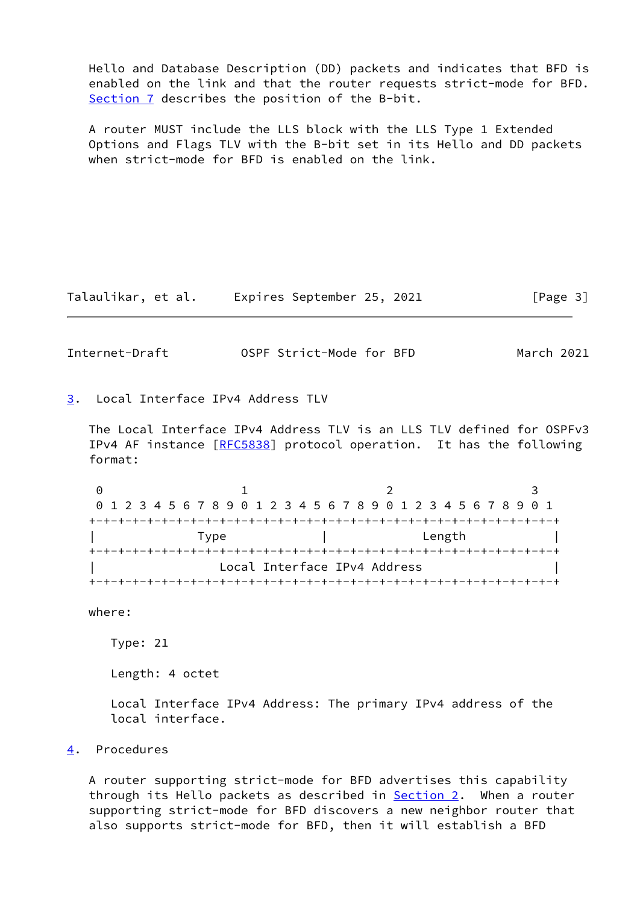Hello and Database Description (DD) packets and indicates that BFD is enabled on the link and that the router requests strict-mode for BFD. Section 7 describes the position of the B-bit.

A router MUST include the LLS block with the LLS Type 1 Extended Options and Flags TLV with the B-bit set in its Hello and DD packets when strict-mode for BFD is enabled on the link.

## 3. Local Interface IPv4 Address TLV

The Local Interface IPv4 Address TLV is an LLS TLV defined for OSPFv3 IPv4 AF instance [RFC5838] protocol operation. It has the following format:

```
 0                   1                   2                   3
 0 1 2 3 4 5 6 7 8 9 0 1 2 3 4 5 6 7 8 9 0 1 2 3 4 5 6 7 8 9 0 1
+-+-+-+-+-+-+-+-+-+-+-+-+-+-+-+-+-+-+-+-+-+-+-+-+-+-+-+-+-+-+-+-+
|              Type             |             Length            |
+-+-+-+-+-+-+-+-+-+-+-+-+-+-+-+-+-+-+-+-+-+-+-+-+-+-+-+-+-+-+-+-+
|                  Local Interface IPv4 Address                 |
+-+-+-+-+-+-+-+-+-+-+-+-+-+-+-+-+-+-+-+-+-+-+-+-+-+-+-+-+-+-+-+-+
```

where:

Type: 21

Length: 4 octet

Local Interface IPv4 Address: The primary IPv4 address of the local interface.

## 4. Procedures

A router supporting strict-mode for BFD advertises this capability through its Hello packets as described in Section 2. When a router supporting strict-mode for BFD discovers a new neighbor router that also supports strict-mode for BFD, then it will establish a BFD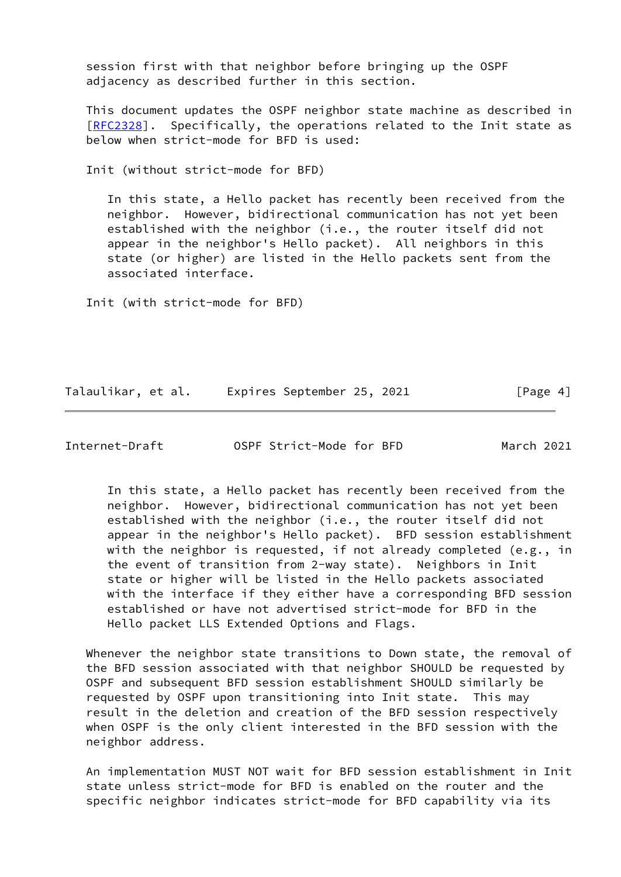session first with that neighbor before bringing up the OSPF adjacency as described further in this section.

This document updates the OSPF neighbor state machine as described in [RFC2328]. Specifically, the operations related to the Init state as below when strict-mode for BFD is used:

Init (without strict-mode for BFD)

> In this state, a Hello packet has recently been received from the neighbor. However, bidirectional communication has not yet been established with the neighbor (i.e., the router itself did not appear in the neighbor's Hello packet). All neighbors in this state (or higher) are listed in the Hello packets sent from the associated interface.

Init (with strict-mode for BFD)

> In this state, a Hello packet has recently been received from the neighbor. However, bidirectional communication has not yet been established with the neighbor (i.e., the router itself did not appear in the neighbor's Hello packet). BFD session establishment with the neighbor is requested, if not already completed (e.g., in the event of transition from 2-way state). Neighbors in Init state or higher will be listed in the Hello packets associated with the interface if they either have a corresponding BFD session established or have not advertised strict-mode for BFD in the Hello packet LLS Extended Options and Flags.

Whenever the neighbor state transitions to Down state, the removal of the BFD session associated with that neighbor SHOULD be requested by OSPF and subsequent BFD session establishment SHOULD similarly be requested by OSPF upon transitioning into Init state. This may result in the deletion and creation of the BFD session respectively when OSPF is the only client interested in the BFD session with the neighbor address.

An implementation MUST NOT wait for BFD session establishment in Init state unless strict-mode for BFD is enabled on the router and the specific neighbor indicates strict-mode for BFD capability via its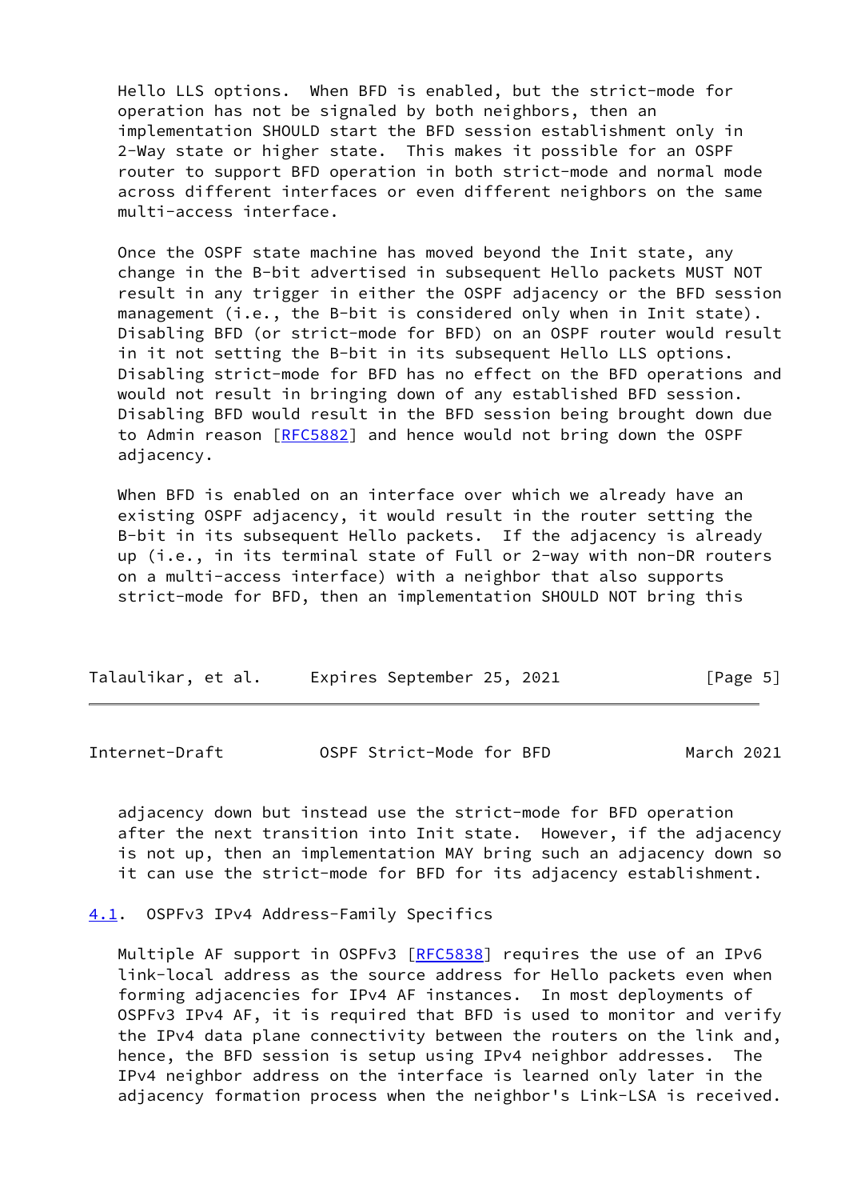Hello LLS options. When BFD is enabled, but the strict-mode for operation has not be signaled by both neighbors, then an implementation SHOULD start the BFD session establishment only in 2-Way state or higher state. This makes it possible for an OSPF router to support BFD operation in both strict-mode and normal mode across different interfaces or even different neighbors on the same multi-access interface.

Once the OSPF state machine has moved beyond the Init state, any change in the B-bit advertised in subsequent Hello packets MUST NOT result in any trigger in either the OSPF adjacency or the BFD session management (i.e., the B-bit is considered only when in Init state). Disabling BFD (or strict-mode for BFD) on an OSPF router would result in it not setting the B-bit in its subsequent Hello LLS options. Disabling strict-mode for BFD has no effect on the BFD operations and would not result in bringing down of any established BFD session. Disabling BFD would result in the BFD session being brought down due to Admin reason [RFC5882] and hence would not bring down the OSPF adjacency.

When BFD is enabled on an interface over which we already have an existing OSPF adjacency, it would result in the router setting the B-bit in its subsequent Hello packets. If the adjacency is already up (i.e., in its terminal state of Full or 2-way with non-DR routers on a multi-access interface) with a neighbor that also supports strict-mode for BFD, then an implementation SHOULD NOT bring this adjacency down but instead use the strict-mode for BFD operation after the next transition into Init state. However, if the adjacency is not up, then an implementation MAY bring such an adjacency down so it can use the strict-mode for BFD for its adjacency establishment.

## 4.1. OSPFv3 IPv4 Address-Family Specifics

Multiple AF support in OSPFv3 [RFC5838] requires the use of an IPv6 link-local address as the source address for Hello packets even when forming adjacencies for IPv4 AF instances. In most deployments of OSPFv3 IPv4 AF, it is required that BFD is used to monitor and verify the IPv4 data plane connectivity between the routers on the link and, hence, the BFD session is setup using IPv4 neighbor addresses. The IPv4 neighbor address on the interface is learned only later in the adjacency formation process when the neighbor's Link-LSA is received.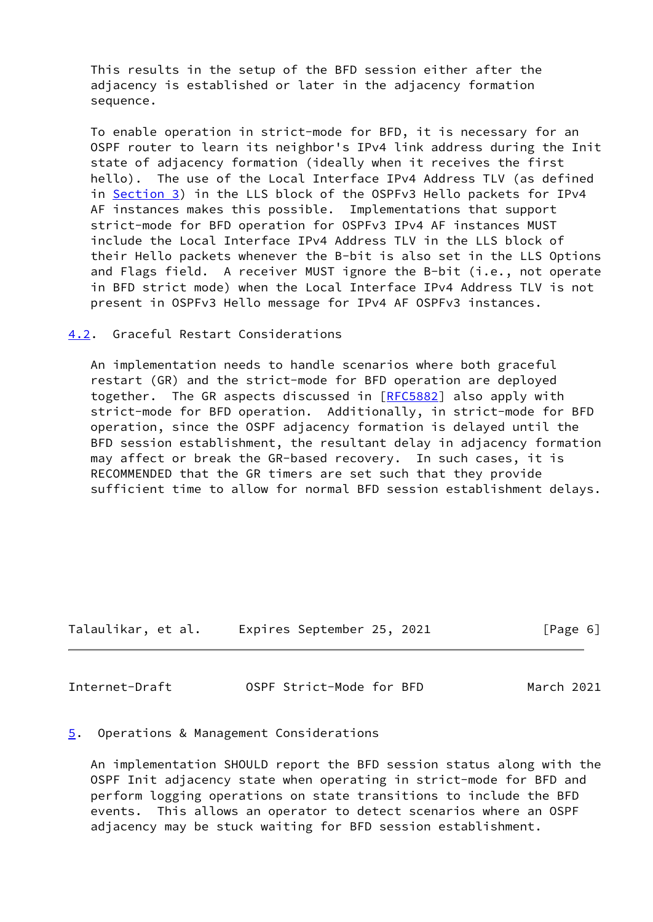This results in the setup of the BFD session either after the adjacency is established or later in the adjacency formation sequence.

To enable operation in strict-mode for BFD, it is necessary for an OSPF router to learn its neighbor's IPv4 link address during the Init state of adjacency formation (ideally when it receives the first hello). The use of the Local Interface IPv4 Address TLV (as defined in Section 3) in the LLS block of the OSPFv3 Hello packets for IPv4 AF instances makes this possible. Implementations that support strict-mode for BFD operation for OSPFv3 IPv4 AF instances MUST include the Local Interface IPv4 Address TLV in the LLS block of their Hello packets whenever the B-bit is also set in the LLS Options and Flags field. A receiver MUST ignore the B-bit (i.e., not operate in BFD strict mode) when the Local Interface IPv4 Address TLV is not present in OSPFv3 Hello message for IPv4 AF OSPFv3 instances.

### 4.2. Graceful Restart Considerations

An implementation needs to handle scenarios where both graceful restart (GR) and the strict-mode for BFD operation are deployed together. The GR aspects discussed in [RFC5882] also apply with strict-mode for BFD operation. Additionally, in strict-mode for BFD operation, since the OSPF adjacency formation is delayed until the BFD session establishment, the resultant delay in adjacency formation may affect or break the GR-based recovery. In such cases, it is RECOMMENDED that the GR timers are set such that they provide sufficient time to allow for normal BFD session establishment delays.

## 5. Operations & Management Considerations

An implementation SHOULD report the BFD session status along with the OSPF Init adjacency state when operating in strict-mode for BFD and perform logging operations on state transitions to include the BFD events. This allows an operator to detect scenarios where an OSPF adjacency may be stuck waiting for BFD session establishment.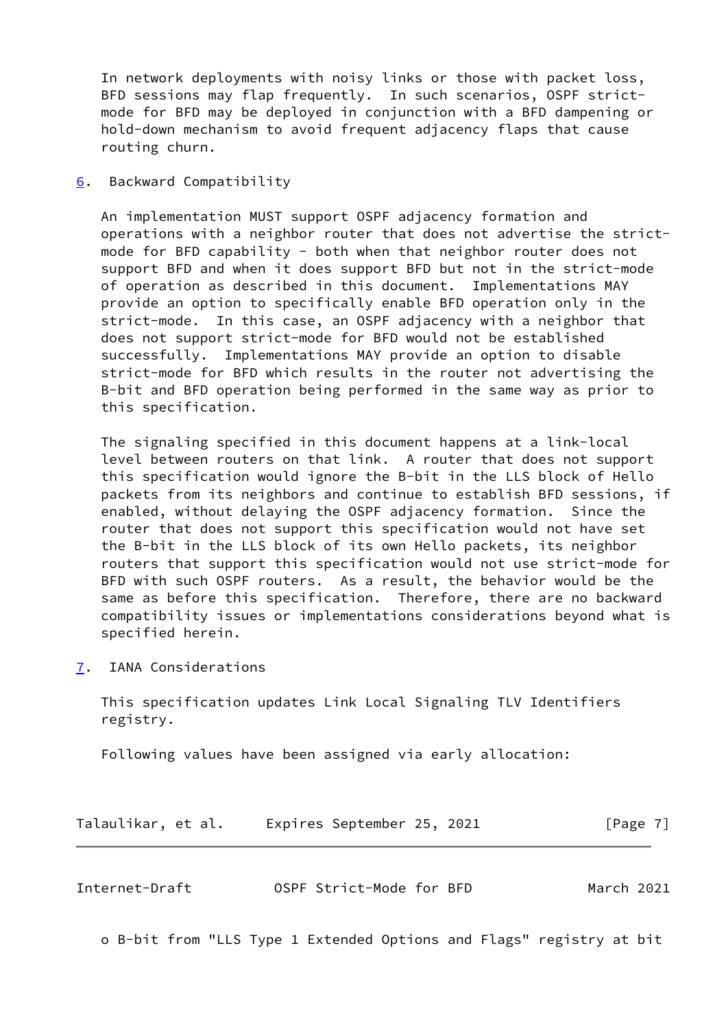In network deployments with noisy links or those with packet loss, BFD sessions may flap frequently. In such scenarios, OSPF strict-mode for BFD may be deployed in conjunction with a BFD dampening or hold-down mechanism to avoid frequent adjacency flaps that cause routing churn.

## 6. Backward Compatibility

An implementation MUST support OSPF adjacency formation and operations with a neighbor router that does not advertise the strict-mode for BFD capability - both when that neighbor router does not support BFD and when it does support BFD but not in the strict-mode of operation as described in this document. Implementations MAY provide an option to specifically enable BFD operation only in the strict-mode. In this case, an OSPF adjacency with a neighbor that does not support strict-mode for BFD would not be established successfully. Implementations MAY provide an option to disable strict-mode for BFD which results in the router not advertising the B-bit and BFD operation being performed in the same way as prior to this specification.

The signaling specified in this document happens at a link-local level between routers on that link. A router that does not support this specification would ignore the B-bit in the LLS block of Hello packets from its neighbors and continue to establish BFD sessions, if enabled, without delaying the OSPF adjacency formation. Since the router that does not support this specification would not have set the B-bit in the LLS block of its own Hello packets, its neighbor routers that support this specification would not use strict-mode for BFD with such OSPF routers. As a result, the behavior would be the same as before this specification. Therefore, there are no backward compatibility issues or implementations considerations beyond what is specified herein.

## 7. IANA Considerations

This specification updates Link Local Signaling TLV Identifiers registry.

Following values have been assigned via early allocation:

- o B-bit from "LLS Type 1 Extended Options and Flags" registry at bit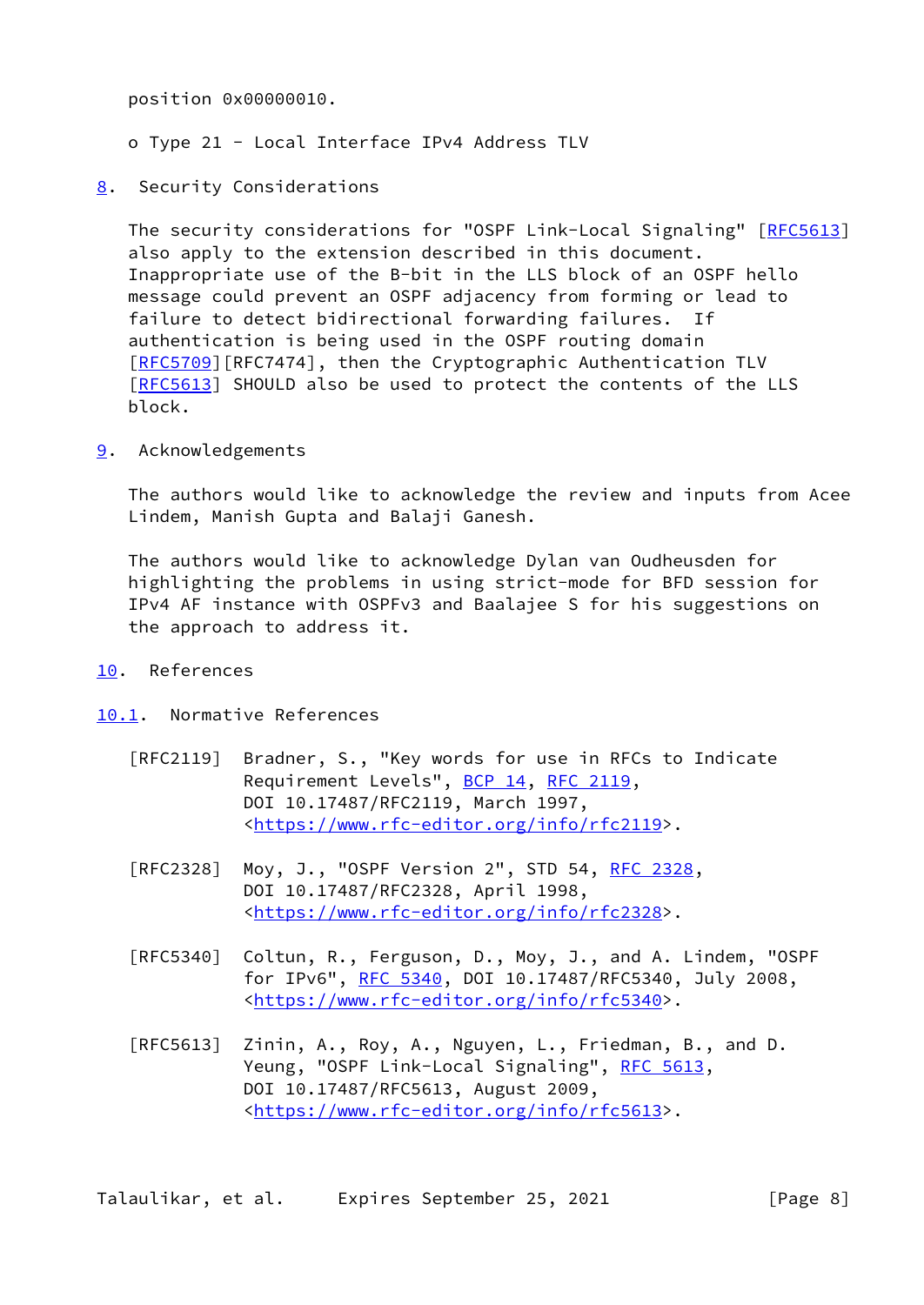position 0x00000010.

o Type 21 - Local Interface IPv4 Address TLV

## 8. Security Considerations

The security considerations for "OSPF Link-Local Signaling" [RFC5613] also apply to the extension described in this document. Inappropriate use of the B-bit in the LLS block of an OSPF hello message could prevent an OSPF adjacency from forming or lead to failure to detect bidirectional forwarding failures. If authentication is being used in the OSPF routing domain [RFC5709][RFC7474], then the Cryptographic Authentication TLV [RFC5613] SHOULD also be used to protect the contents of the LLS block.

## 9. Acknowledgements

The authors would like to acknowledge the review and inputs from Acee Lindem, Manish Gupta and Balaji Ganesh.

The authors would like to acknowledge Dylan van Oudheusden for highlighting the problems in using strict-mode for BFD session for IPv4 AF instance with OSPFv3 and Baalajee S for his suggestions on the approach to address it.

## 10. References

### 10.1. Normative References

[RFC2119] Bradner, S., "Key words for use in RFCs to Indicate Requirement Levels", BCP 14, RFC 2119, DOI 10.17487/RFC2119, March 1997, <https://www.rfc-editor.org/info/rfc2119>.

[RFC2328] Moy, J., "OSPF Version 2", STD 54, RFC 2328, DOI 10.17487/RFC2328, April 1998, <https://www.rfc-editor.org/info/rfc2328>.

[RFC5340] Coltun, R., Ferguson, D., Moy, J., and A. Lindem, "OSPF for IPv6", RFC 5340, DOI 10.17487/RFC5340, July 2008, <https://www.rfc-editor.org/info/rfc5340>.

[RFC5613] Zinin, A., Roy, A., Nguyen, L., Friedman, B., and D. Yeung, "OSPF Link-Local Signaling", RFC 5613, DOI 10.17487/RFC5613, August 2009, <https://www.rfc-editor.org/info/rfc5613>.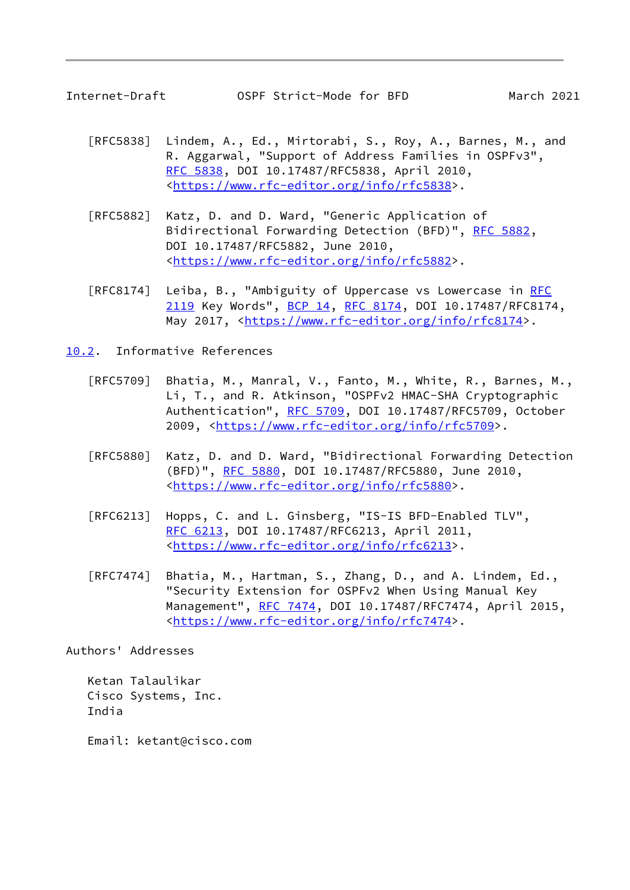[RFC5838] Lindem, A., Ed., Mirtorabi, S., Roy, A., Barnes, M., and R. Aggarwal, "Support of Address Families in OSPFv3", RFC 5838, DOI 10.17487/RFC5838, April 2010, <https://www.rfc-editor.org/info/rfc5838>.

[RFC5882] Katz, D. and D. Ward, "Generic Application of Bidirectional Forwarding Detection (BFD)", RFC 5882, DOI 10.17487/RFC5882, June 2010, <https://www.rfc-editor.org/info/rfc5882>.

[RFC8174] Leiba, B., "Ambiguity of Uppercase vs Lowercase in RFC 2119 Key Words", BCP 14, RFC 8174, DOI 10.17487/RFC8174, May 2017, <https://www.rfc-editor.org/info/rfc8174>.

### 10.2. Informative References

[RFC5709] Bhatia, M., Manral, V., Fanto, M., White, R., Barnes, M., Li, T., and R. Atkinson, "OSPFv2 HMAC-SHA Cryptographic Authentication", RFC 5709, DOI 10.17487/RFC5709, October 2009, <https://www.rfc-editor.org/info/rfc5709>.

[RFC5880] Katz, D. and D. Ward, "Bidirectional Forwarding Detection (BFD)", RFC 5880, DOI 10.17487/RFC5880, June 2010, <https://www.rfc-editor.org/info/rfc5880>.

[RFC6213] Hopps, C. and L. Ginsberg, "IS-IS BFD-Enabled TLV", RFC 6213, DOI 10.17487/RFC6213, April 2011, <https://www.rfc-editor.org/info/rfc6213>.

[RFC7474] Bhatia, M., Hartman, S., Zhang, D., and A. Lindem, Ed., "Security Extension for OSPFv2 When Using Manual Key Management", RFC 7474, DOI 10.17487/RFC7474, April 2015, <https://www.rfc-editor.org/info/rfc7474>.

## Authors' Addresses

Ketan Talaulikar
Cisco Systems, Inc.
India

Email: ketant@cisco.com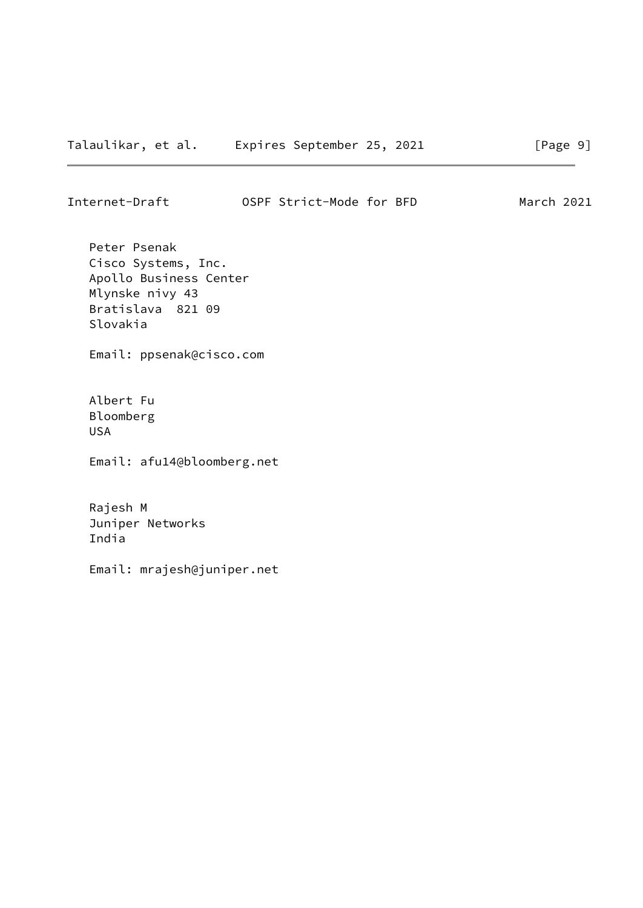Peter Psenak
Cisco Systems, Inc.
Apollo Business Center
Mlynske nivy 43
Bratislava  821 09
Slovakia

Email: ppsenak@cisco.com

Albert Fu
Bloomberg
USA

Email: afu14@bloomberg.net

Rajesh M
Juniper Networks
India

Email: mrajesh@juniper.net